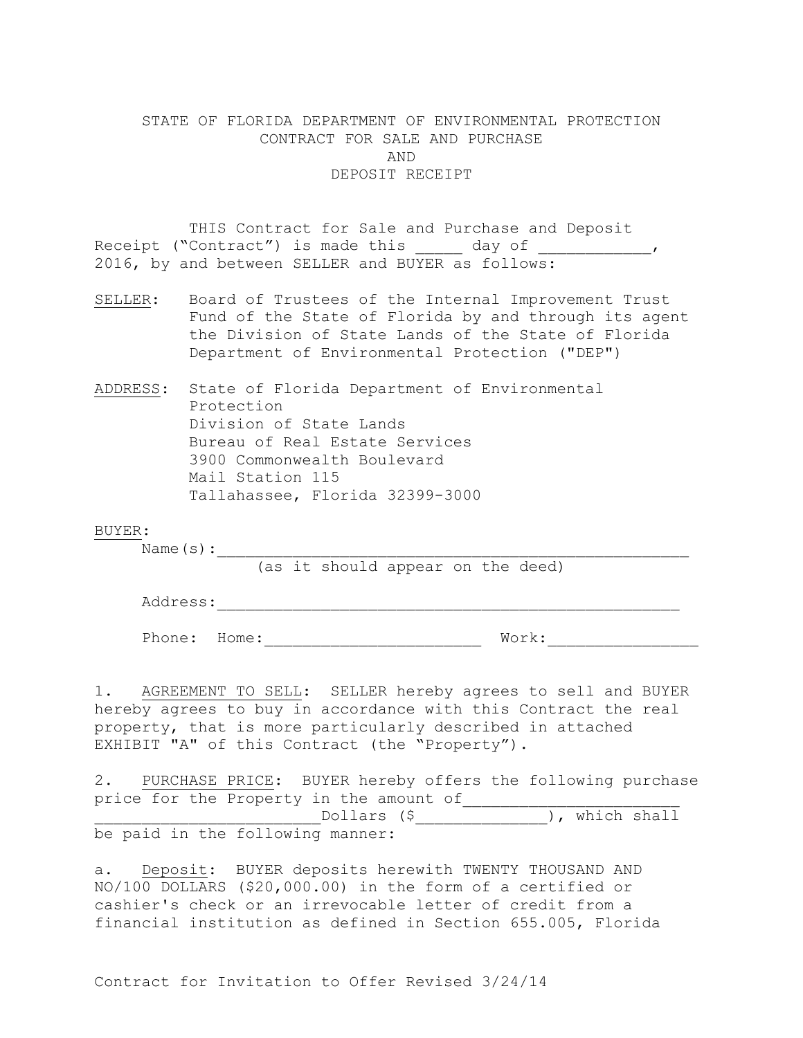# STATE OF FLORIDA DEPARTMENT OF ENVIRONMENTAL PROTECTION
# CONTRACT FOR SALE AND PURCHASE
# AND
# DEPOSIT RECEIPT

THIS Contract for Sale and Purchase and Deposit Receipt ("Contract") is made this _____ day of ____________, 2016, by and between SELLER and BUYER as follows:

<u>SELLER</u>: Board of Trustees of the Internal Improvement Trust Fund of the State of Florida by and through its agent the Division of State Lands of the State of Florida Department of Environmental Protection ("DEP")

<u>ADDRESS</u>: State of Florida Department of Environmental Protection
Division of State Lands
Bureau of Real Estate Services
3900 Commonwealth Boulevard
Mail Station 115
Tallahassee, Florida 32399-3000

<u>BUYER</u>:

Name(s):____________________________________________________
(as it should appear on the deed)

Address:___________________________________________________

Phone: Home:_______________________ Work:________________

1. <u>AGREEMENT TO SELL</u>: SELLER hereby agrees to sell and BUYER hereby agrees to buy in accordance with this Contract the real property, that is more particularly described in attached EXHIBIT "A" of this Contract (the "Property").

2. <u>PURCHASE PRICE</u>: BUYER hereby offers the following purchase price for the Property in the amount of________________________ ________________________Dollars ($______________), which shall be paid in the following manner:

a. <u>Deposit</u>: BUYER deposits herewith TWENTY THOUSAND AND NO/100 DOLLARS ($20,000.00) in the form of a certified or cashier's check or an irrevocable letter of credit from a financial institution as defined in Section 655.005, Florida

Contract for Invitation to Offer Revised 3/24/14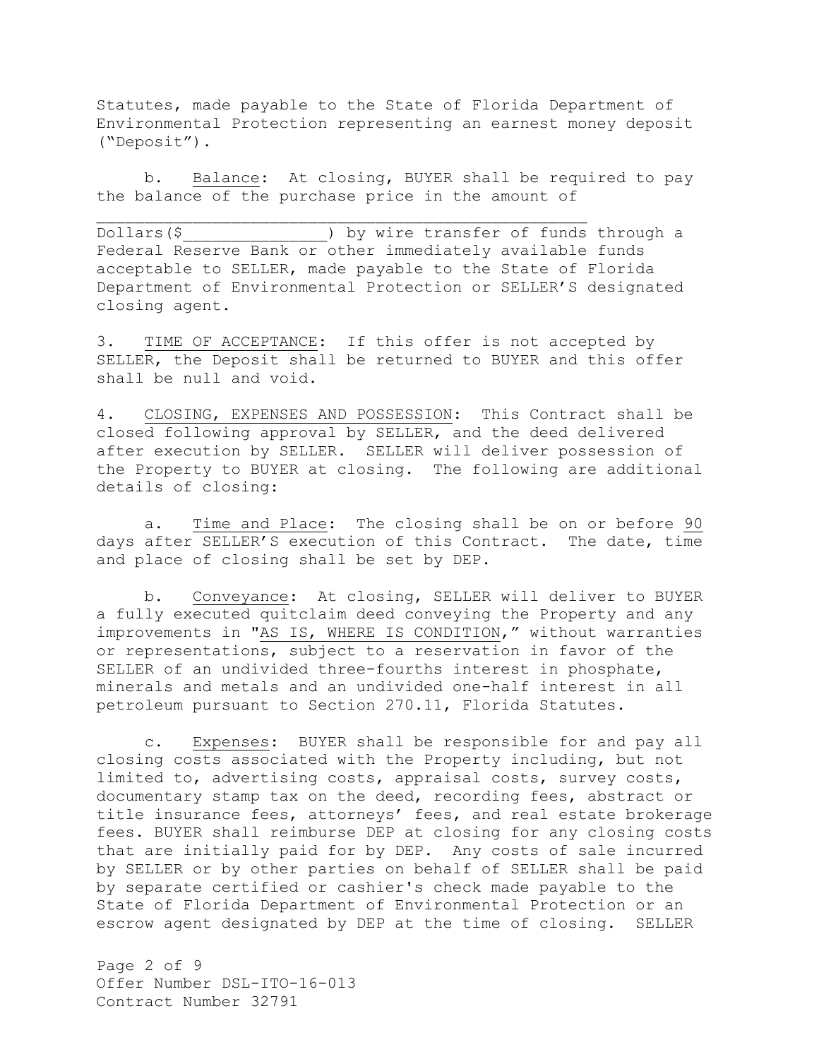Statutes, made payable to the State of Florida Department of Environmental Protection representing an earnest money deposit ("Deposit").

b. Balance: At closing, BUYER shall be required to pay the balance of the purchase price in the amount of ______________________________________________ Dollars($______________) by wire transfer of funds through a Federal Reserve Bank or other immediately available funds acceptable to SELLER, made payable to the State of Florida Department of Environmental Protection or SELLER'S designated closing agent.

3. TIME OF ACCEPTANCE: If this offer is not accepted by SELLER, the Deposit shall be returned to BUYER and this offer shall be null and void.

4. CLOSING, EXPENSES AND POSSESSION: This Contract shall be closed following approval by SELLER, and the deed delivered after execution by SELLER. SELLER will deliver possession of the Property to BUYER at closing. The following are additional details of closing:

a. Time and Place: The closing shall be on or before 90 days after SELLER'S execution of this Contract. The date, time and place of closing shall be set by DEP.

b. Conveyance: At closing, SELLER will deliver to BUYER a fully executed quitclaim deed conveying the Property and any improvements in "AS IS, WHERE IS CONDITION," without warranties or representations, subject to a reservation in favor of the SELLER of an undivided three-fourths interest in phosphate, minerals and metals and an undivided one-half interest in all petroleum pursuant to Section 270.11, Florida Statutes.

c. Expenses: BUYER shall be responsible for and pay all closing costs associated with the Property including, but not limited to, advertising costs, appraisal costs, survey costs, documentary stamp tax on the deed, recording fees, abstract or title insurance fees, attorneys' fees, and real estate brokerage fees. BUYER shall reimburse DEP at closing for any closing costs that are initially paid for by DEP. Any costs of sale incurred by SELLER or by other parties on behalf of SELLER shall be paid by separate certified or cashier's check made payable to the State of Florida Department of Environmental Protection or an escrow agent designated by DEP at the time of closing. SELLER

Offer Number DSL-ITO-16-013
Contract Number 32791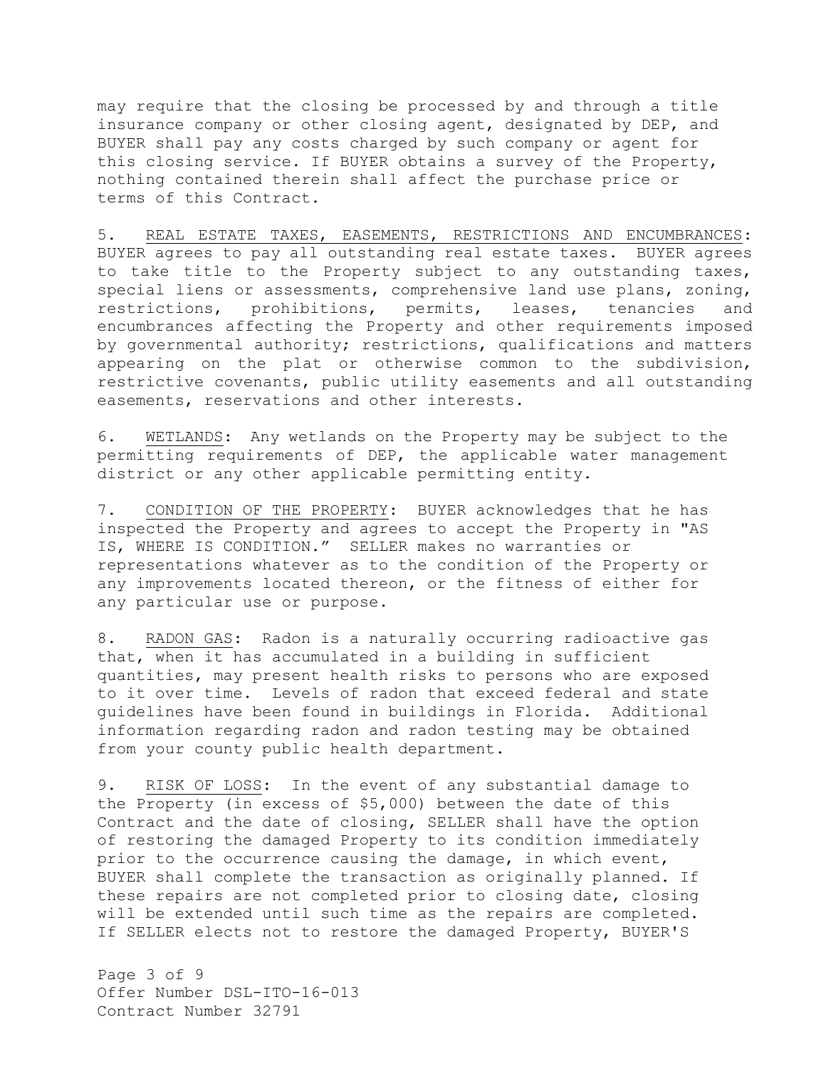may require that the closing be processed by and through a title insurance company or other closing agent, designated by DEP, and BUYER shall pay any costs charged by such company or agent for this closing service. If BUYER obtains a survey of the Property, nothing contained therein shall affect the purchase price or terms of this Contract.

5. REAL ESTATE TAXES, EASEMENTS, RESTRICTIONS AND ENCUMBRANCES: BUYER agrees to pay all outstanding real estate taxes. BUYER agrees to take title to the Property subject to any outstanding taxes, special liens or assessments, comprehensive land use plans, zoning, restrictions, prohibitions, permits, leases, tenancies and encumbrances affecting the Property and other requirements imposed by governmental authority; restrictions, qualifications and matters appearing on the plat or otherwise common to the subdivision, restrictive covenants, public utility easements and all outstanding easements, reservations and other interests.

6. WETLANDS: Any wetlands on the Property may be subject to the permitting requirements of DEP, the applicable water management district or any other applicable permitting entity.

7. CONDITION OF THE PROPERTY: BUYER acknowledges that he has inspected the Property and agrees to accept the Property in "AS IS, WHERE IS CONDITION." SELLER makes no warranties or representations whatever as to the condition of the Property or any improvements located thereon, or the fitness of either for any particular use or purpose.

8. RADON GAS: Radon is a naturally occurring radioactive gas that, when it has accumulated in a building in sufficient quantities, may present health risks to persons who are exposed to it over time. Levels of radon that exceed federal and state guidelines have been found in buildings in Florida. Additional information regarding radon and radon testing may be obtained from your county public health department.

9. RISK OF LOSS: In the event of any substantial damage to the Property (in excess of $5,000) between the date of this Contract and the date of closing, SELLER shall have the option of restoring the damaged Property to its condition immediately prior to the occurrence causing the damage, in which event, BUYER shall complete the transaction as originally planned. If these repairs are not completed prior to closing date, closing will be extended until such time as the repairs are completed. If SELLER elects not to restore the damaged Property, BUYER'S

Offer Number DSL-ITO-16-013
Contract Number 32791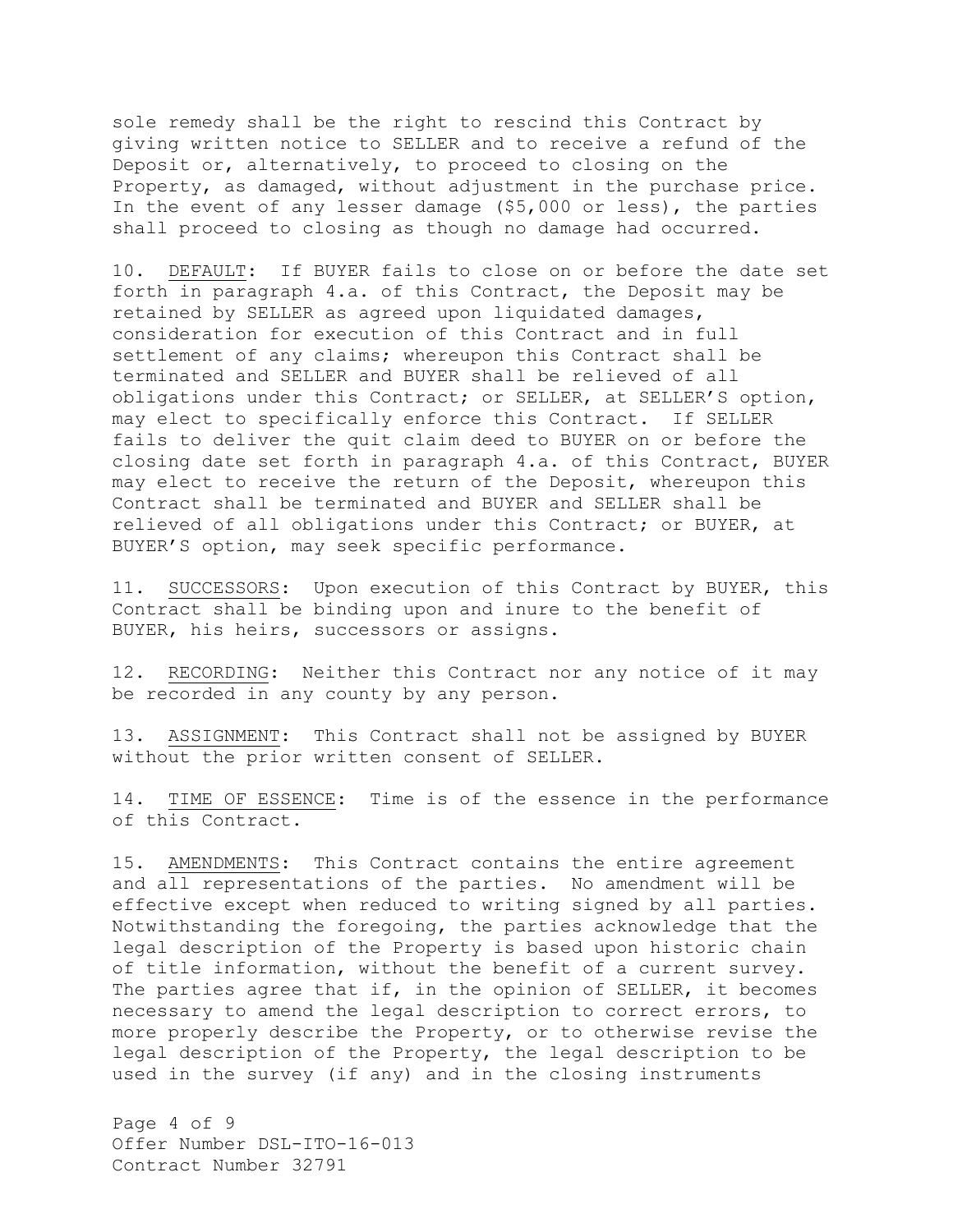sole remedy shall be the right to rescind this Contract by giving written notice to SELLER and to receive a refund of the Deposit or, alternatively, to proceed to closing on the Property, as damaged, without adjustment in the purchase price. In the event of any lesser damage ($5,000 or less), the parties shall proceed to closing as though no damage had occurred.

10. DEFAULT: If BUYER fails to close on or before the date set forth in paragraph 4.a. of this Contract, the Deposit may be retained by SELLER as agreed upon liquidated damages, consideration for execution of this Contract and in full settlement of any claims; whereupon this Contract shall be terminated and SELLER and BUYER shall be relieved of all obligations under this Contract; or SELLER, at SELLER'S option, may elect to specifically enforce this Contract. If SELLER fails to deliver the quit claim deed to BUYER on or before the closing date set forth in paragraph 4.a. of this Contract, BUYER may elect to receive the return of the Deposit, whereupon this Contract shall be terminated and BUYER and SELLER shall be relieved of all obligations under this Contract; or BUYER, at BUYER'S option, may seek specific performance.

11. SUCCESSORS: Upon execution of this Contract by BUYER, this Contract shall be binding upon and inure to the benefit of BUYER, his heirs, successors or assigns.

12. RECORDING: Neither this Contract nor any notice of it may be recorded in any county by any person.

13. ASSIGNMENT: This Contract shall not be assigned by BUYER without the prior written consent of SELLER.

14. TIME OF ESSENCE: Time is of the essence in the performance of this Contract.

15. AMENDMENTS: This Contract contains the entire agreement and all representations of the parties. No amendment will be effective except when reduced to writing signed by all parties. Notwithstanding the foregoing, the parties acknowledge that the legal description of the Property is based upon historic chain of title information, without the benefit of a current survey. The parties agree that if, in the opinion of SELLER, it becomes necessary to amend the legal description to correct errors, to more properly describe the Property, or to otherwise revise the legal description of the Property, the legal description to be used in the survey (if any) and in the closing instruments

Offer Number DSL-ITO-16-013
Contract Number 32791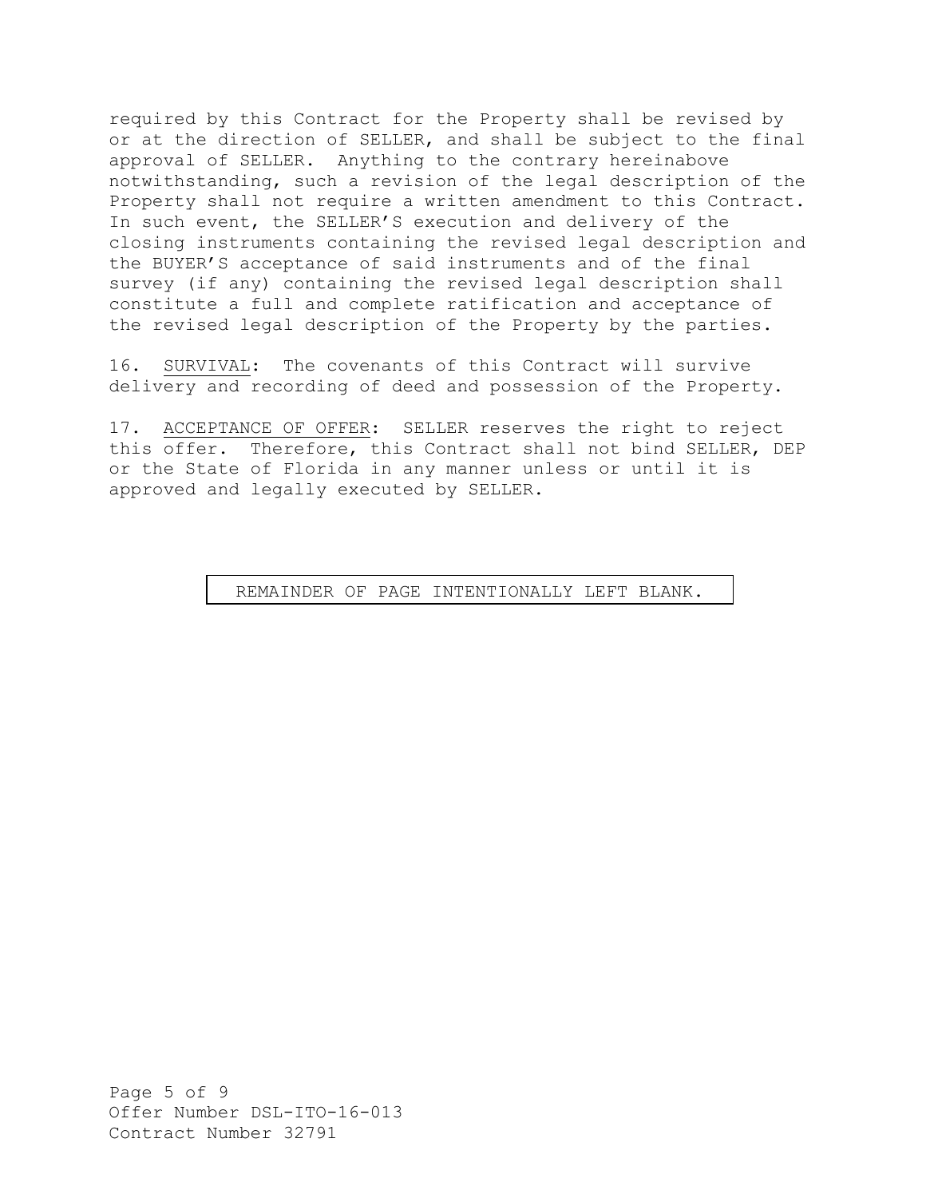required by this Contract for the Property shall be revised by or at the direction of SELLER, and shall be subject to the final approval of SELLER. Anything to the contrary hereinabove notwithstanding, such a revision of the legal description of the Property shall not require a written amendment to this Contract. In such event, the SELLER'S execution and delivery of the closing instruments containing the revised legal description and the BUYER'S acceptance of said instruments and of the final survey (if any) containing the revised legal description shall constitute a full and complete ratification and acceptance of the revised legal description of the Property by the parties.

16. <u>SURVIVAL</u>: The covenants of this Contract will survive delivery and recording of deed and possession of the Property.

17. <u>ACCEPTANCE OF OFFER</u>: SELLER reserves the right to reject this offer. Therefore, this Contract shall not bind SELLER, DEP or the State of Florida in any manner unless or until it is approved and legally executed by SELLER.

REMAINDER OF PAGE INTENTIONALLY LEFT BLANK.

Offer Number DSL-ITO-16-013
Contract Number 32791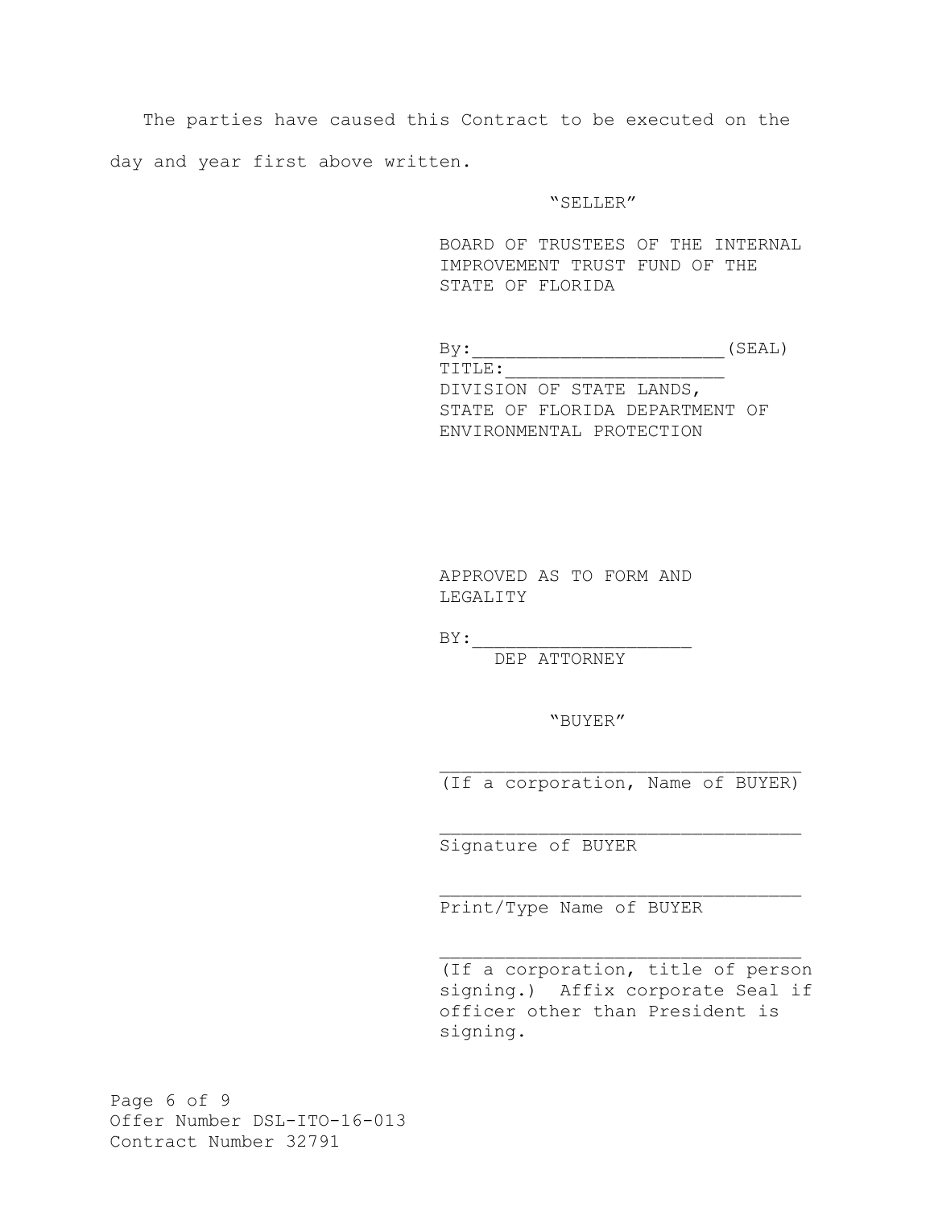The parties have caused this Contract to be executed on the day and year first above written.

"SELLER"

BOARD OF TRUSTEES OF THE INTERNAL IMPROVEMENT TRUST FUND OF THE STATE OF FLORIDA

By:_______________________(SEAL)
TITLE:____________________
DIVISION OF STATE LANDS,
STATE OF FLORIDA DEPARTMENT OF ENVIRONMENTAL PROTECTION

APPROVED AS TO FORM AND LEGALITY

BY:____________________
DEP ATTORNEY

"BUYER"

_________________________________
(If a corporation, Name of BUYER)

_________________________________
Signature of BUYER

_________________________________
Print/Type Name of BUYER

_________________________________
(If a corporation, title of person signing.) Affix corporate Seal if officer other than President is signing.

Offer Number DSL-ITO-16-013
Contract Number 32791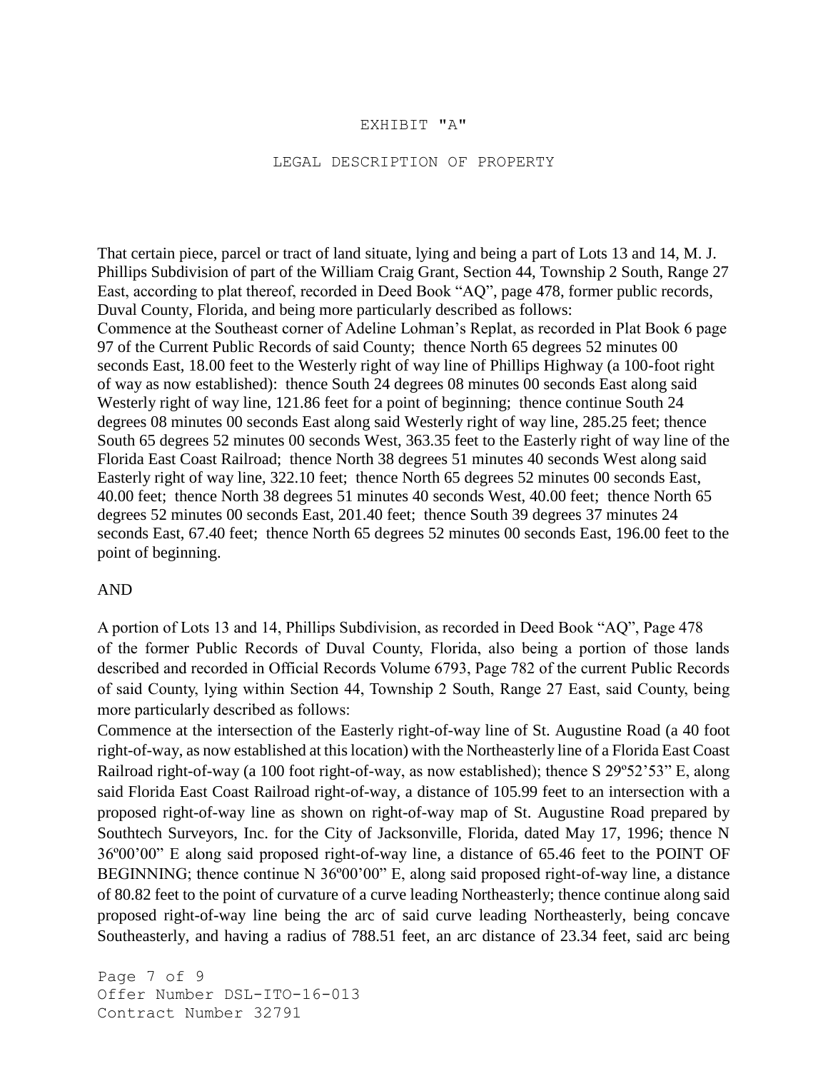# EXHIBIT "A"

## LEGAL DESCRIPTION OF PROPERTY

That certain piece, parcel or tract of land situate, lying and being a part of Lots 13 and 14, M. J. Phillips Subdivision of part of the William Craig Grant, Section 44, Township 2 South, Range 27 East, according to plat thereof, recorded in Deed Book "AQ", page 478, former public records, Duval County, Florida, and being more particularly described as follows:

Commence at the Southeast corner of Adeline Lohman's Replat, as recorded in Plat Book 6 page 97 of the Current Public Records of said County; thence North 65 degrees 52 minutes 00 seconds East, 18.00 feet to the Westerly right of way line of Phillips Highway (a 100-foot right of way as now established): thence South 24 degrees 08 minutes 00 seconds East along said Westerly right of way line, 121.86 feet for a point of beginning; thence continue South 24 degrees 08 minutes 00 seconds East along said Westerly right of way line, 285.25 feet; thence South 65 degrees 52 minutes 00 seconds West, 363.35 feet to the Easterly right of way line of the Florida East Coast Railroad; thence North 38 degrees 51 minutes 40 seconds West along said Easterly right of way line, 322.10 feet; thence North 65 degrees 52 minutes 00 seconds East, 40.00 feet; thence North 38 degrees 51 minutes 40 seconds West, 40.00 feet; thence North 65 degrees 52 minutes 00 seconds East, 201.40 feet; thence South 39 degrees 37 minutes 24 seconds East, 67.40 feet; thence North 65 degrees 52 minutes 00 seconds East, 196.00 feet to the point of beginning.

AND

A portion of Lots 13 and 14, Phillips Subdivision, as recorded in Deed Book "AQ", Page 478 of the former Public Records of Duval County, Florida, also being a portion of those lands described and recorded in Official Records Volume 6793, Page 782 of the current Public Records of said County, lying within Section 44, Township 2 South, Range 27 East, said County, being more particularly described as follows:

Commence at the intersection of the Easterly right-of-way line of St. Augustine Road (a 40 foot right-of-way, as now established at this location) with the Northeasterly line of a Florida East Coast Railroad right-of-way (a 100 foot right-of-way, as now established); thence S 29º52'53" E, along said Florida East Coast Railroad right-of-way, a distance of 105.99 feet to an intersection with a proposed right-of-way line as shown on right-of-way map of St. Augustine Road prepared by Southtech Surveyors, Inc. for the City of Jacksonville, Florida, dated May 17, 1996; thence N 36º00'00" E along said proposed right-of-way line, a distance of 65.46 feet to the POINT OF BEGINNING; thence continue N 36º00'00" E, along said proposed right-of-way line, a distance of 80.82 feet to the point of curvature of a curve leading Northeasterly; thence continue along said proposed right-of-way line being the arc of said curve leading Northeasterly, being concave Southeasterly, and having a radius of 788.51 feet, an arc distance of 23.34 feet, said arc being

Offer Number DSL-ITO-16-013
Contract Number 32791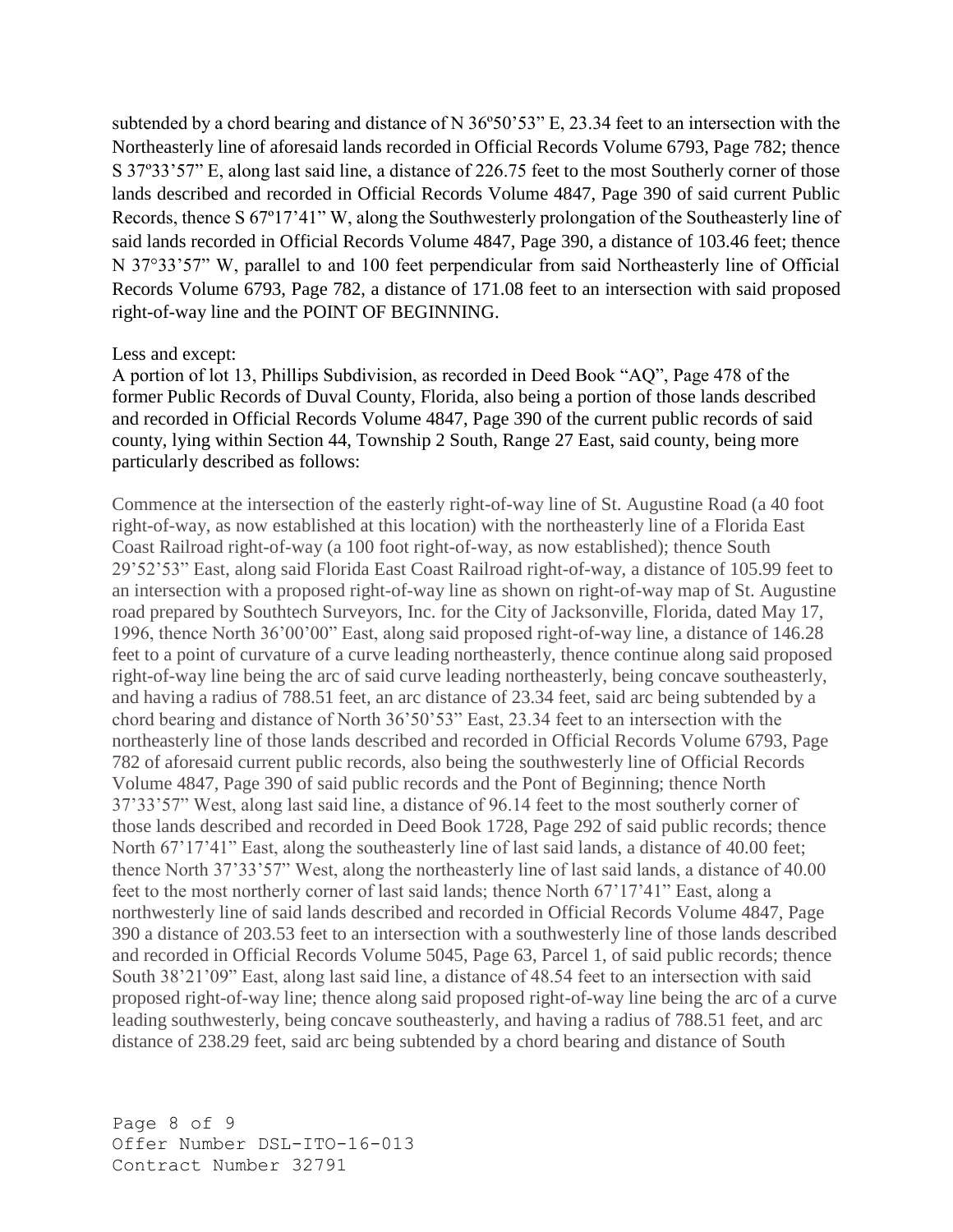subtended by a chord bearing and distance of N 36º50’53” E, 23.34 feet to an intersection with the Northeasterly line of aforesaid lands recorded in Official Records Volume 6793, Page 782; thence S 37º33’57” E, along last said line, a distance of 226.75 feet to the most Southerly corner of those lands described and recorded in Official Records Volume 4847, Page 390 of said current Public Records, thence S 67º17’41” W, along the Southwesterly prolongation of the Southeasterly line of said lands recorded in Official Records Volume 4847, Page 390, a distance of 103.46 feet; thence N 37°33’57” W, parallel to and 100 feet perpendicular from said Northeasterly line of Official Records Volume 6793, Page 782, a distance of 171.08 feet to an intersection with said proposed right-of-way line and the POINT OF BEGINNING.

Less and except:
A portion of lot 13, Phillips Subdivision, as recorded in Deed Book “AQ”, Page 478 of the former Public Records of Duval County, Florida, also being a portion of those lands described and recorded in Official Records Volume 4847, Page 390 of the current public records of said county, lying within Section 44, Township 2 South, Range 27 East, said county, being more particularly described as follows:

Commence at the intersection of the easterly right-of-way line of St. Augustine Road (a 40 foot right-of-way, as now established at this location) with the northeasterly line of a Florida East Coast Railroad right-of-way (a 100 foot right-of-way, as now established); thence South 29’52’53” East, along said Florida East Coast Railroad right-of-way, a distance of 105.99 feet to an intersection with a proposed right-of-way line as shown on right-of-way map of St. Augustine road prepared by Southtech Surveyors, Inc. for the City of Jacksonville, Florida, dated May 17, 1996, thence North 36’00’00” East, along said proposed right-of-way line, a distance of 146.28 feet to a point of curvature of a curve leading northeasterly, thence continue along said proposed right-of-way line being the arc of said curve leading northeasterly, being concave southeasterly, and having a radius of 788.51 feet, an arc distance of 23.34 feet, said arc being subtended by a chord bearing and distance of North 36’50’53” East, 23.34 feet to an intersection with the northeasterly line of those lands described and recorded in Official Records Volume 6793, Page 782 of aforesaid current public records, also being the southwesterly line of Official Records Volume 4847, Page 390 of said public records and the Pont of Beginning; thence North 37’33’57” West, along last said line, a distance of 96.14 feet to the most southerly corner of those lands described and recorded in Deed Book 1728, Page 292 of said public records; thence North 67’17’41” East, along the southeasterly line of last said lands, a distance of 40.00 feet; thence North 37’33’57” West, along the northeasterly line of last said lands, a distance of 40.00 feet to the most northerly corner of last said lands; thence North 67’17’41” East, along a northwesterly line of said lands described and recorded in Official Records Volume 4847, Page 390 a distance of 203.53 feet to an intersection with a southwesterly line of those lands described and recorded in Official Records Volume 5045, Page 63, Parcel 1, of said public records; thence South 38’21’09” East, along last said line, a distance of 48.54 feet to an intersection with said proposed right-of-way line; thence along said proposed right-of-way line being the arc of a curve leading southwesterly, being concave southeasterly, and having a radius of 788.51 feet, and arc distance of 238.29 feet, said arc being subtended by a chord bearing and distance of South

Offer Number DSL-ITO-16-013
Contract Number 32791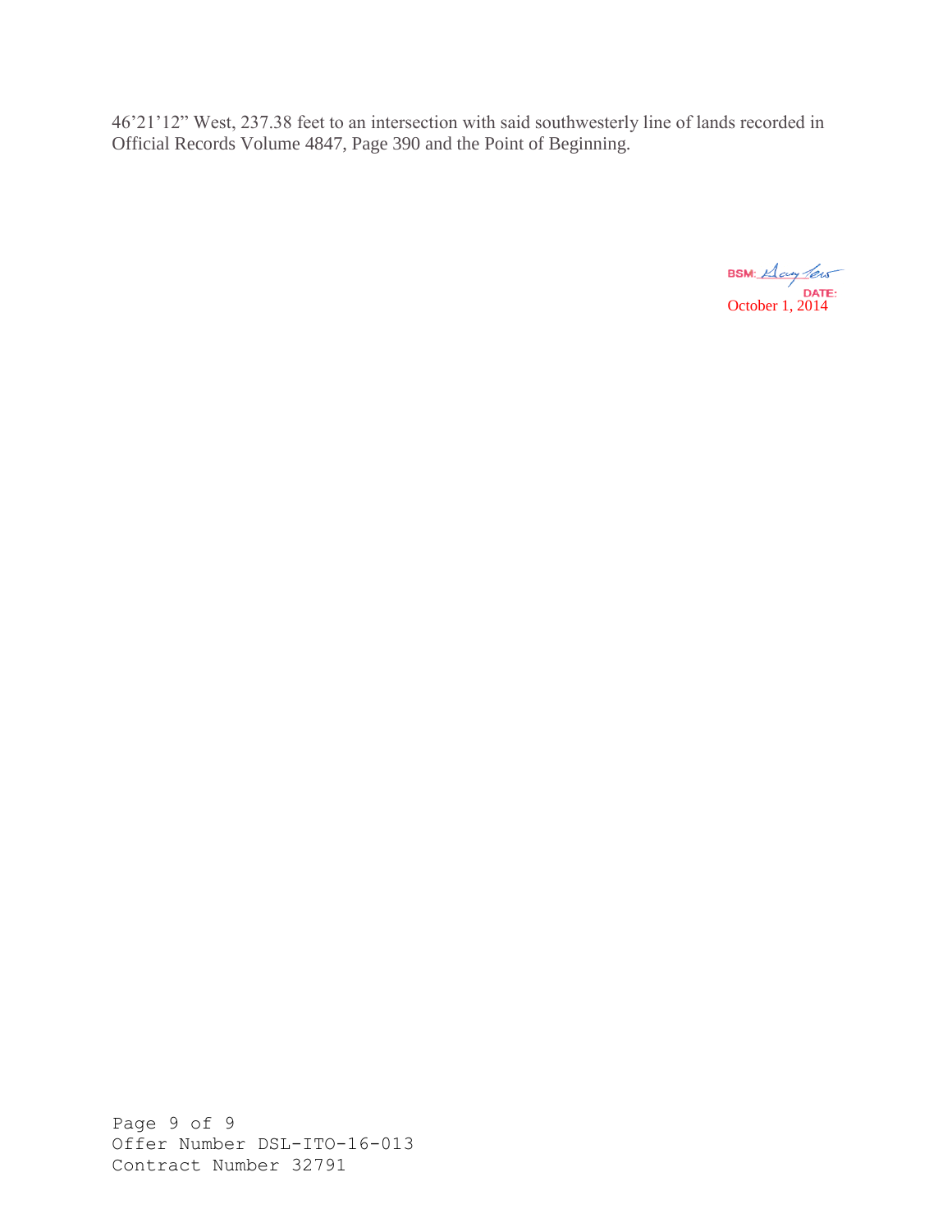46’21’12” West, 237.38 feet to an intersection with said southwesterly line of lands recorded in Official Records Volume 4847, Page 390 and the Point of Beginning.

BSM: Gary Lew

DATE:
October 1, 2014

Offer Number DSL-ITO-16-013
Contract Number 32791